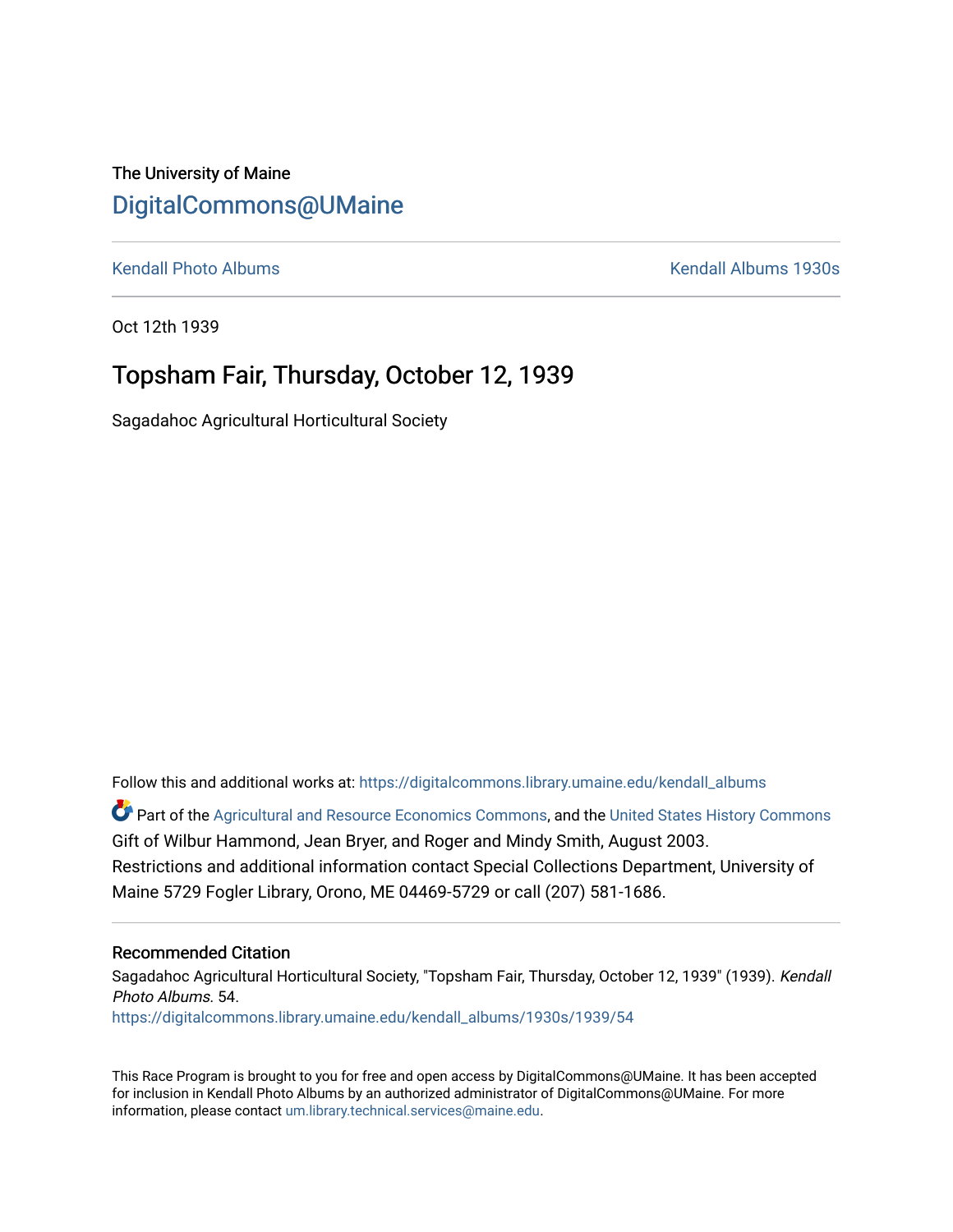The University of Maine

# DigitalCommons@UMaine

Kendall Photo Albums | Kendall Albums 1930s

---

Oct 12th 1939

## Topsham Fair, Thursday, October 12, 1939

Sagadahoc Agricultural Horticultural Society

Follow this and additional works at: https://digitalcommons.library.umaine.edu/kendall_albums

Part of the Agricultural and Resource Economics Commons, and the United States History Commons

Gift of Wilbur Hammond, Jean Bryer, and Roger and Mindy Smith, August 2003.

Restrictions and additional information contact Special Collections Department, University of Maine 5729 Fogler Library, Orono, ME 04469-5729 or call (207) 581-1686.

---

### Recommended Citation

Sagadahoc Agricultural Horticultural Society, "Topsham Fair, Thursday, October 12, 1939" (1939). *Kendall Photo Albums*. 54.

https://digitalcommons.library.umaine.edu/kendall_albums/1930s/1939/54

This Race Program is brought to you for free and open access by DigitalCommons@UMaine. It has been accepted for inclusion in Kendall Photo Albums by an authorized administrator of DigitalCommons@UMaine. For more information, please contact um.library.technical.services@maine.edu.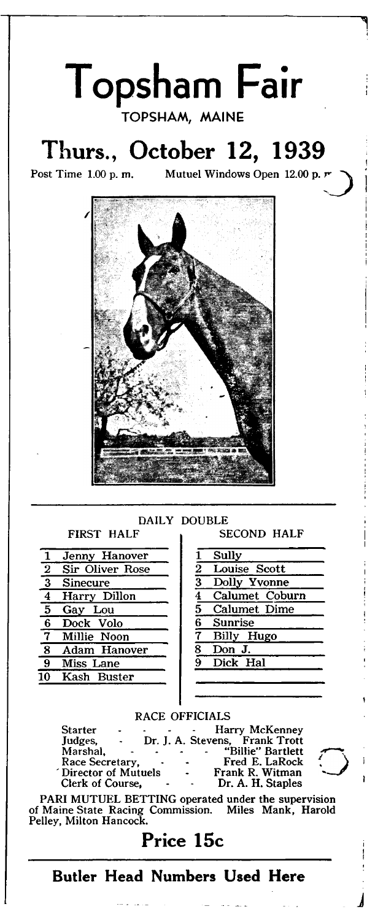# Topsham Fair

TOPSHAM, MAINE

## Thurs., October 12, 1939

Post Time 1.00 p. m. Mutuel Windows Open 12.00 p. m.

DAILY DOUBLE

| | FIRST HALF | | SECOND HALF |
|---|---|---|---|
| 1 | Jenny Hanover | 1 | Sully |
| 2 | Sir Oliver Rose | 2 | Louise Scott |
| 3 | Sinecure | 3 | Dolly Yvonne |
| 4 | Harry Dillon | 4 | Calumet Coburn |
| 5 | Gay Lou | 5 | Calumet Dime |
| 6 | Dock Volo | 6 | Sunrise |
| 7 | Millie Noon | 7 | Billy Hugo |
| 8 | Adam Hanover | 8 | Don J. |
| 9 | Miss Lane | 9 | Dick Hal |
| 10 | Kash Buster | | |

RACE OFFICIALS

| | |
|---|---|
| Starter | Harry McKenney |
| Judges, | Dr. J. A. Stevens, Frank Trott |
| Marshal, | "Billie" Bartlett |
| Race Secretary, | Fred E. LaRock |
| Director of Mutuels | Frank R. Witman |
| Clerk of Course, | Dr. A. H. Staples |

PARI MUTUEL BETTING operated under the supervision of Maine State Racing Commission. Miles Mank, Harold Pelley, Milton Hancock.

## Price 15c

### Butler Head Numbers Used Here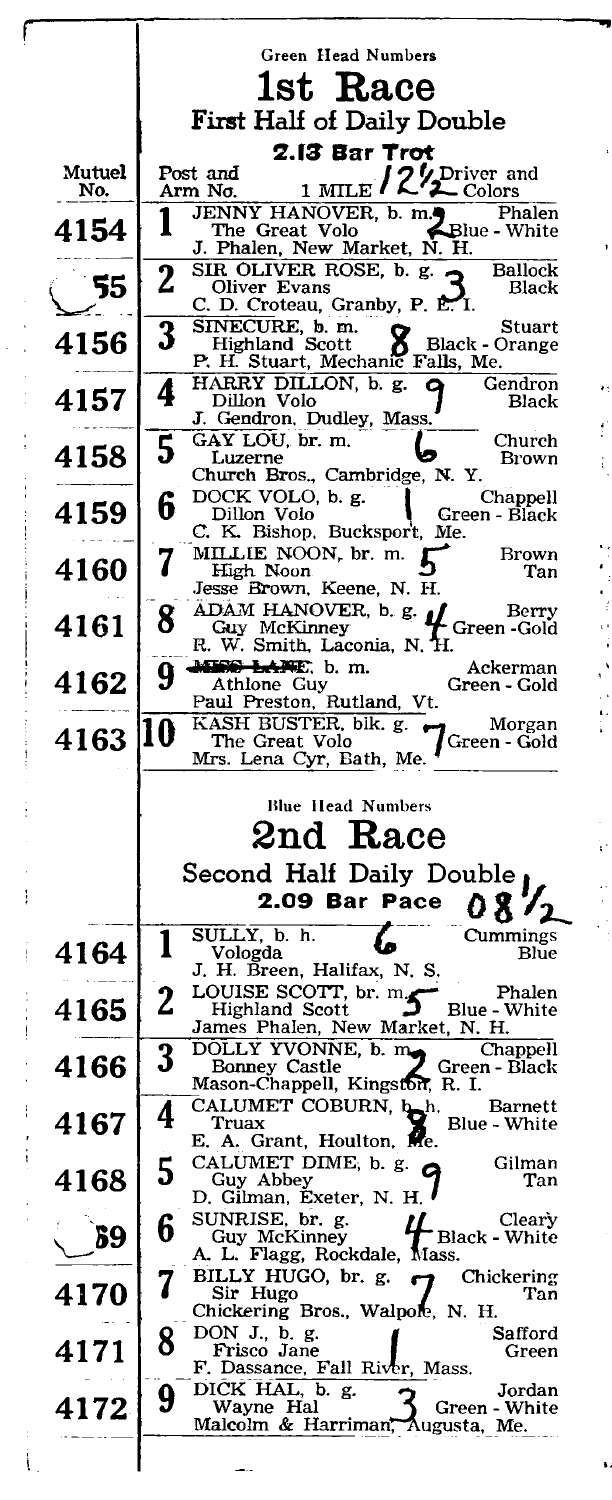Green Head Numbers

# 1st Race

## First Half of Daily Double

### 2.13 Bar Trot

| Mutuel No. | Post and Arm No. | 1 MILE 12½ | Driver and Colors |
|---|---|---|---|
| 4154 | 1 | JENNY HANOVER, b. m. 2<br>The Great Volo<br>J. Phalen, New Market, N. H. | Phalen<br>Blue - White |
| 55 | 2 | SIR OLIVER ROSE, b. g. 3<br>Oliver Evans<br>C. D. Croteau, Granby, P. E. I. | Ballock<br>Black |
| 4156 | 3 | SINECURE, b. m. 8<br>Highland Scott<br>P. H. Stuart, Mechanic Falls, Me. | Stuart<br>Black - Orange |
| 4157 | 4 | HARRY DILLON, b. g. 9<br>Dillon Volo<br>J. Gendron, Dudley, Mass. | Gendron<br>Black |
| 4158 | 5 | GAY LOU, br. m. 6<br>Luzerne<br>Church Bros., Cambridge, N. Y. | Church<br>Brown |
| 4159 | 6 | DOCK VOLO, b. g. 1<br>Dillon Volo<br>C. K. Bishop, Bucksport, Me. | Chappell<br>Green - Black |
| 4160 | 7 | MILLIE NOON, br. m. 5<br>High Noon<br>Jesse Brown, Keene, N. H. | Brown<br>Tan |
| 4161 | 8 | ADAM HANOVER, b. g. 4<br>Guy McKinney<br>R. W. Smith, Laconia, N. H. | Berry<br>Green - Gold |
| 4162 | 9 | ~~MISS LANE~~, b. m.<br>Athlone Guy<br>Paul Preston, Rutland, Vt. | Ackerman<br>Green - Gold |
| 4163 | 10 | KASH BUSTER, blk. g. 7<br>The Great Volo<br>Mrs. Lena Cyr, Bath, Me. | Morgan<br>Green - Gold |

Blue Head Numbers

# 2nd Race

## Second Half Daily Double

### 2.09 Bar Pace 08½

| Mutuel No. | Post and Arm No. | Horse | Driver and Colors |
|---|---|---|---|
| 4164 | 1 | SULLY, b. h. 6<br>Vologda<br>J. H. Breen, Halifax, N. S. | Cummings<br>Blue |
| 4165 | 2 | LOUISE SCOTT, br. m. 5<br>Highland Scott<br>James Phalen, New Market, N. H. | Phalen<br>Blue - White |
| 4166 | 3 | DOLLY YVONNE, b. m. 2<br>Bonney Castle<br>Mason-Chappell, Kingston, R. I. | Chappell<br>Green - Black |
| 4167 | 4 | CALUMET COBURN, b. h. 8<br>Truax<br>E. A. Grant, Houlton, Me. | Barnett<br>Blue - White |
| 4168 | 5 | CALUMET DIME, b. g. 9<br>Guy Abbey<br>D. Gilman, Exeter, N. H. | Gilman<br>Tan |
| 69 | 6 | SUNRISE, br. g. 4<br>Guy McKinney<br>A. L. Flagg, Rockdale, Mass. | Cleary<br>Black - White |
| 4170 | 7 | BILLY HUGO, br. g. 7<br>Sir Hugo<br>Chickering Bros., Walpole, N. H. | Chickering<br>Tan |
| 4171 | 8 | DON J., b. g. 1<br>Frisco Jane<br>F. Dassance, Fall River, Mass. | Safford<br>Green |
| 4172 | 9 | DICK HAL, b. g. 3<br>Wayne Hal<br>Malcolm & Harriman, Augusta, Me. | Jordan<br>Green - White |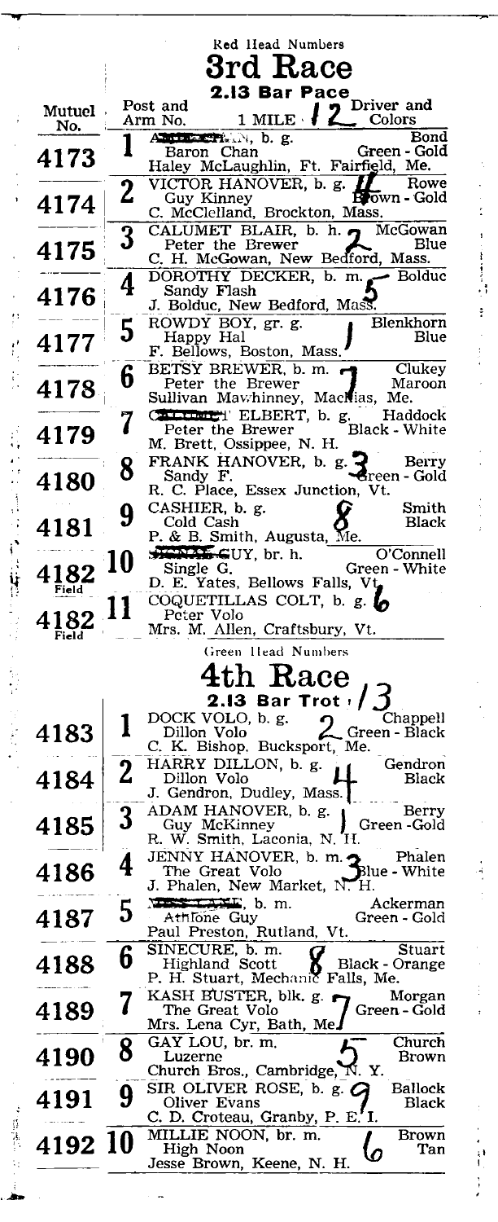Red Head Numbers

# 3rd Race

## 2.13 Bar Pace

1 MILE 12

| Mutuel No. | Post and Arm No. | Horse / Sire / Owner | Driver and Colors |
|---|---|---|---|
| 4173 | 1 | A...N, b. g. Baron Chan Haley McLaughlin, Ft. Fairfield, Me. | Bond Green - Gold |
| 4174 | 2 | VICTOR HANOVER, b. g. 4 Guy Kinney C. McClelland, Brockton, Mass. | Rowe Brown - Gold |
| 4175 | 3 | CALUMET BLAIR, b. h. 7 Peter the Brewer C. H. McGowan, New Bedford, Mass. | McGowan Blue |
| 4176 | 4 | DOROTHY DECKER, b. m. 5 Sandy Flash J. Bolduc, New Bedford, Mass. | Bolduc |
| 4177 | 5 | ROWDY BOY, gr. g. 1 Happy Hal F. Bellows, Boston, Mass. | Blenkhorn Blue |
| 4178 | 6 | BETSY BREWER, b. m. 7 Peter the Brewer Sullivan Mawhinney, Machias, Me. | Clukey Maroon |
| 4179 | 7 | C... ELBERT, b. g. Peter the Brewer M. Brett, Ossippee, N. H. | Haddock Black - White |
| 4180 | 8 | FRANK HANOVER, b. g. 3 Sandy F. R. C. Place, Essex Junction, Vt. | Berry Green - Gold |
| 4181 | 9 | CASHIER, b. g. 8 Cold Cash P. & B. Smith, Augusta, Me. | Smith Black |
| 4182 Field | 10 | ...GUY, br. h. Single G. D. E. Yates, Bellows Falls, Vt. | O'Connell Green - White |
| 4182 Field | 11 | COQUETILLAS COLT, b. g. 6 Peter Volo Mrs. M. Allen, Craftsbury, Vt. | |

Green Head Numbers

# 4th Race

## 2.13 Bar Trot 13

| Mutuel No. | Post and Arm No. | Horse / Sire / Owner | Driver and Colors |
|---|---|---|---|
| 4183 | 1 | DOCK VOLO, b. g. 2 Dillon Volo C. K. Bishop, Bucksport, Me. | Chappell Green - Black |
| 4184 | 2 | HARRY DILLON, b. g. 4 Dillon Volo J. Gendron, Dudley, Mass. | Gendron Black |
| 4185 | 3 | ADAM HANOVER, b. g. 1 Guy McKinney R. W. Smith, Laconia, N. H. | Berry Green - Gold |
| 4186 | 4 | JENNY HANOVER, b. m. 3 The Great Volo J. Phalen, New Market, N. H. | Phalen Blue - White |
| 4187 | 5 | ..., b. m. Athlone Guy Paul Preston, Rutland, Vt. | Ackerman Green - Gold |
| 4188 | 6 | SINECURE, b. m. 8 Highland Scott P. H. Stuart, Mechanic Falls, Me. | Stuart Black - Orange |
| 4189 | 7 | KASH BUSTER, blk. g. 7 The Great Volo Mrs. Lena Cyr, Bath, Me. | Morgan Green - Gold |
| 4190 | 8 | GAY LOU, br. m. 5 Luzerne Church Bros., Cambridge, N. Y. | Church Brown |
| 4191 | 9 | SIR OLIVER ROSE, b. g. 9 Oliver Evans C. D. Croteau, Granby, P. E. I. | Ballock Black |
| 4192 | 10 | MILLIE NOON, br. m. 6 High Noon Jesse Brown, Keene, N. H. | Brown Tan |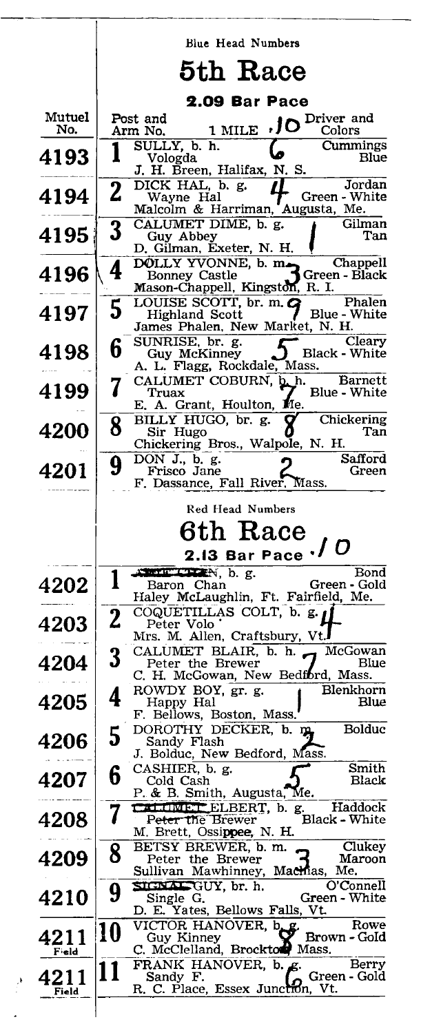Blue Head Numbers

# 5th Race

## 2.09 Bar Pace

1 MILE .10

| Mutuel No. | Post and Arm No. | Horse / Sire / Owner | | Driver and Colors |
|---|---|---|---|---|
| 4193 | 1 | SULLY, b. h.<br>Vologda<br>J. H. Breen, Halifax, N. S. | 6 | Cummings<br>Blue |
| 4194 | 2 | DICK HAL, b. g.<br>Wayne Hal<br>Malcolm & Harriman, Augusta, Me. | 4 | Jordan<br>Green - White |
| 4195 | 3 | CALUMET DIME, b. g.<br>Guy Abbey<br>D. Gilman, Exeter, N. H. | 1 | Gilman<br>Tan |
| 4196 | 4 | DOLLY YVONNE, b. m.<br>Bonney Castle<br>Mason-Chappell, Kingston, R. I. | 3 | Chappell<br>Green - Black |
| 4197 | 5 | LOUISE SCOTT, br. m.<br>Highland Scott<br>James Phalen, New Market, N. H. | 9 | Phalen<br>Blue - White |
| 4198 | 6 | SUNRISE, br. g.<br>Guy McKinney<br>A. L. Flagg, Rockdale, Mass. | 5 | Cleary<br>Black - White |
| 4199 | 7 | CALUMET COBURN, b. h.<br>Truax<br>E. A. Grant, Houlton, Me. | 7 | Barnett<br>Blue - White |
| 4200 | 8 | BILLY HUGO, br. g.<br>Sir Hugo<br>Chickering Bros., Walpole, N. H. | 8 | Chickering<br>Tan |
| 4201 | 9 | DON J., b. g.<br>Frisco Jane<br>F. Dassance, Fall River, Mass. | 2 | Safford<br>Green |

Red Head Numbers

# 6th Race

## 2.13 Bar Pace .10

| Mutuel No. | Post and Arm No. | Horse / Sire / Owner | | Driver and Colors |
|---|---|---|---|---|
| 4202 | 1 | ~~ABBIE CHAN~~, b. g.<br>Baron Chan<br>Haley McLaughlin, Ft. Fairfield, Me. | | Bond<br>Green - Gold |
| 4203 | 2 | COQUETILLAS COLT, b. g.<br>Peter Volo<br>Mrs. M. Allen, Craftsbury, Vt. | 4 | |
| 4204 | 3 | CALUMET BLAIR, b. h.<br>Peter the Brewer<br>C. H. McGowan, New Bedford, Mass. | 7 | McGowan<br>Blue |
| 4205 | 4 | ROWDY BOY, gr. g.<br>Happy Hal<br>F. Bellows, Boston, Mass. | 1 | Blenkhorn<br>Blue |
| 4206 | 5 | DOROTHY DECKER, b. m.<br>Sandy Flash<br>J. Bolduc, New Bedford, Mass. | 2 | Bolduc |
| 4207 | 6 | CASHIER, b. g.<br>Cold Cash<br>P. & B. Smith, Augusta, Me. | 5 | Smith<br>Black |
| 4208 | 7 | ~~CALUMET~~ ELBERT, b. g.<br>~~Peter the Brewer~~<br>M. Brett, Ossippee, N. H. | | Haddock<br>Black - White |
| 4209 | 8 | BETSY BREWER, b. m.<br>Peter the Brewer<br>Sullivan Mawhinney, Machias, Me. | 3 | Clukey<br>Maroon |
| 4210 | 9 | ~~SIGNAL~~ GUY, br. h.<br>Single G.<br>D. E. Yates, Bellows Falls, Vt. | | O'Connell<br>Green - White |
| 4211 Field | 10 | VICTOR HANOVER, b. g.<br>Guy Kinney<br>C. McClelland, Brockton, Mass. | 8 | Rowe<br>Brown - Gold |
| 4211 Field | 11 | FRANK HANOVER, b. g.<br>Sandy F.<br>R. C. Place, Essex Junction, Vt. | 6 | Berry<br>Green - Gold |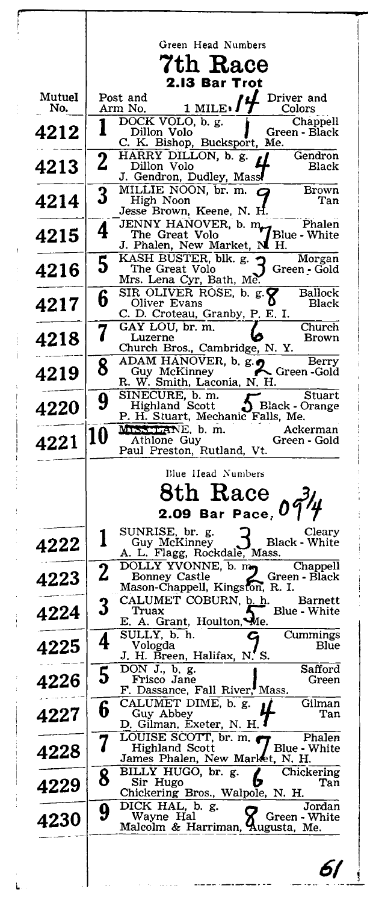Green Head Numbers

## 7th Race

### 2.13 Bar Trot

| Mutuel No. | Post and Arm No. | 1 MILE. 14 | Driver and Colors |
|---|---|---|---|
| 4212 | 1 | DOCK VOLO, b. g. / Dillon Volo / C. K. Bishop, Bucksport, Me. — 1 | Chappell / Green - Black |
| 4213 | 2 | HARRY DILLON, b. g. / Dillon Volo / J. Gendron, Dudley, Mass. — 4 | Gendron / Black |
| 4214 | 3 | MILLIE NOON, br. m. / High Noon / Jesse Brown, Keene, N. H. — 9 | Brown / Tan |
| 4215 | 4 | JENNY HANOVER, b. m. / The Great Volo / J. Phalen, New Market, N. H. — 7 | Phalen / Blue - White |
| 4216 | 5 | KASH BUSTER, blk. g. / The Great Volo / Mrs. Lena Cyr, Bath, Me. — 3 | Morgan / Green - Gold |
| 4217 | 6 | SIR OLIVER ROSE, b. g. / Oliver Evans / C. D. Croteau, Granby, P. E. I. — 8 | Ballock / Black |
| 4218 | 7 | GAY LOU, br. m. / Luzerne / Church Bros., Cambridge, N. Y. — 6 | Church / Brown |
| 4219 | 8 | ADAM HANOVER, b. g. / Guy McKinney / R. W. Smith, Laconia, N. H. — 2 | Berry / Green - Gold |
| 4220 | 9 | SINECURE, b. m. / Highland Scott / P. H. Stuart, Mechanic Falls, Me. — 5 | Stuart / Black - Orange |
| 4221 | 10 | ~~MISS LANE~~, b. m. / Athlone Guy / Paul Preston, Rutland, Vt. | Ackerman / Green - Gold |

Blue Head Numbers

## 8th Race 09 3/4

### 2.09 Bar Pace,

| Mutuel No. | Post and Arm No. | Horse | Driver and Colors |
|---|---|---|---|
| 4222 | 1 | SUNRISE, br. g. / Guy McKinney / A. L. Flagg, Rockdale, Mass. — 3 | Cleary / Black - White |
| 4223 | 2 | DOLLY YVONNE, b. m. / Bonney Castle / Mason-Chappell, Kingston, R. I. — 2 | Chappell / Green - Black |
| 4224 | 3 | CALUMET COBURN, b. h. / Truax / E. A. Grant, Houlton, Me. — 5 | Barnett / Blue - White |
| 4225 | 4 | SULLY, b. h. / Vologda / J. H. Breen, Halifax, N. S. — 9 | Cummings / Blue |
| 4226 | 5 | DON J., b. g. / Frisco Jane / F. Dassance, Fall River, Mass. — 1 | Safford / Green |
| 4227 | 6 | CALUMET DIME, b. g. / Guy Abbey / D. Gilman, Exeter, N. H. — 4 | Gilman / Tan |
| 4228 | 7 | LOUISE SCOTT, br. m. / Highland Scott / James Phalen, New Market, N. H. — 7 | Phalen / Blue - White |
| 4229 | 8 | BILLY HUGO, br. g. / Sir Hugo / Chickering Bros., Walpole, N. H. — 6 | Chickering / Tan |
| 4230 | 9 | DICK HAL, b. g. / Wayne Hal / Malcolm & Harriman, Augusta, Me. — 8 | Jordan / Green - White |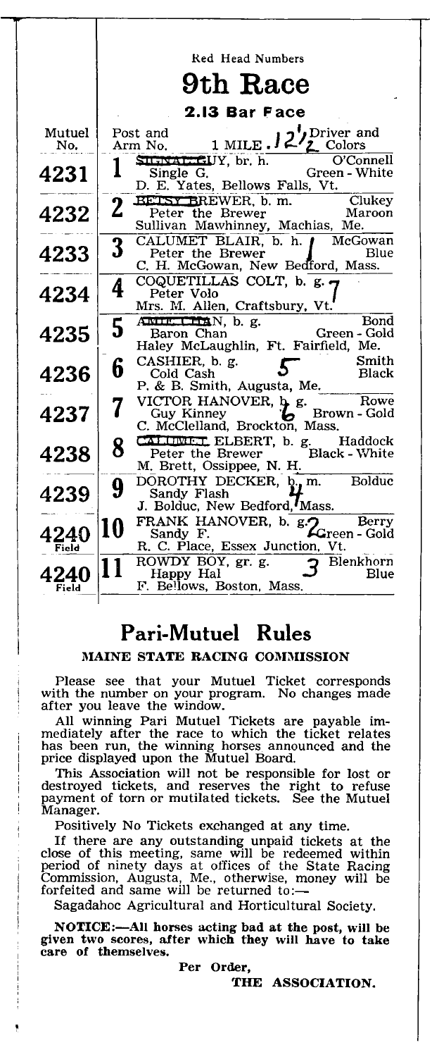Red Head Numbers

# 9th Race

## 2.13 Bar Face

| Mutuel No. | Post and Arm No. | 1 MILE . 12 1/2 | Driver and Colors |
|---|---|---|---|
| 4231 | 1 | SIGNAL GUY, br. h.<br>Single G.<br>D. E. Yates, Bellows Falls, Vt. | O'Connell<br>Green - White |
| 4232 | 2 | BETSY BREWER, b. m.<br>Peter the Brewer<br>Sullivan Mawhinney, Machias, Me. | Clukey<br>Maroon |
| 4233 | 3 | CALUMET BLAIR, b. h. 1<br>Peter the Brewer<br>C. H. McGowan, New Bedford, Mass. | McGowan<br>Blue |
| 4234 | 4 | COQUETILLAS COLT, b. g. 7<br>Peter Volo<br>Mrs. M. Allen, Craftsbury, Vt. | |
| 4235 | 5 | AMIE CHAN, b. g.<br>Baron Chan<br>Haley McLaughlin, Ft. Fairfield, Me. | Bond<br>Green - Gold |
| 4236 | 6 | CASHIER, b. g. 5<br>Cold Cash<br>P. & B. Smith, Augusta, Me. | Smith<br>Black |
| 4237 | 7 | VICTOR HANOVER, b. g. 6<br>Guy Kinney<br>C. McClelland, Brockton, Mass. | Rowe<br>Brown - Gold |
| 4238 | 8 | CALUMET ELBERT, b. g.<br>Peter the Brewer<br>M. Brett, Ossipee, N. H. | Haddock<br>Black - White |
| 4239 | 9 | DOROTHY DECKER, b. m. 4<br>Sandy Flash<br>J. Bolduc, New Bedford, Mass. | Bolduc |
| 4240 Field | 10 | FRANK HANOVER, b. g. 2<br>Sandy F.<br>R. C. Place, Essex Junction, Vt. | Berry<br>Green - Gold |
| 4240 Field | 11 | ROWDY BOY, gr. g. 3<br>Happy Hal<br>F. Bellows, Boston, Mass. | Blenkhorn<br>Blue |

## Pari-Mutuel Rules

### MAINE STATE RACING COMMISSION

Please see that your Mutuel Ticket corresponds with the number on your program. No changes made after you leave the window.

All winning Pari Mutuel Tickets are payable immediately after the race to which the ticket relates has been run, the winning horses announced and the price displayed upon the Mutuel Board.

This Association will not be responsible for lost or destroyed tickets, and reserves the right to refuse payment of torn or mutilated tickets. See the Mutuel Manager.

Positively No Tickets exchanged at any time.

If there are any outstanding unpaid tickets at the close of this meeting, same will be redeemed within period of ninety days at offices of the State Racing Commission, Augusta, Me., otherwise, money will be forfeited and same will be returned to:—

Sagadahoc Agricultural and Horticultural Society.

**NOTICE:—All horses acting bad at the post, will be given two scores, after which they will have to take care of themselves.**

**Per Order,**

**THE ASSOCIATION.**